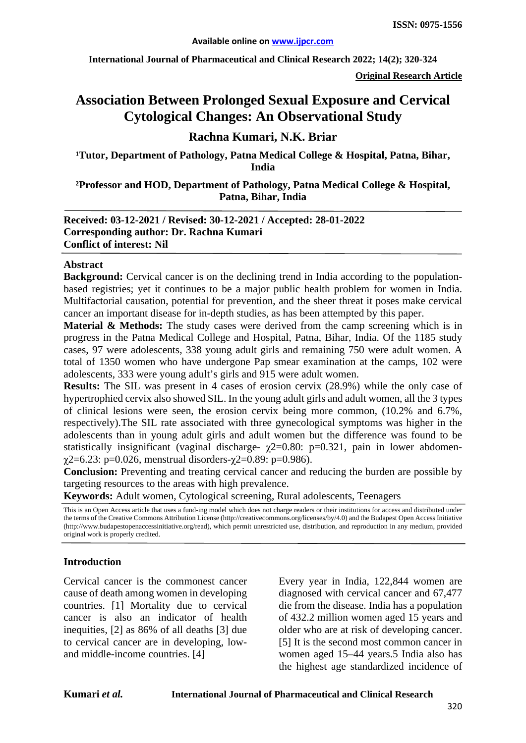**ISSN: 0975-1556**

**Available online on www.ijpcr.com**

**Original Research Article**

# Association Between Prolonged Sexual Exposure and Cervical Cytological Changes: An Observational Study

## Rachna Kumari, N.K. Briar

**[1]Tutor, Department of Pathology, Patna Medical College & Hospital, Patna, Bihar, India**

**[2]Professor and HOD, Department of Pathology, Patna Medical College & Hospital, Patna, Bihar, India**

**Received: 03-12-2021 / Revised: 30-12-2021 / Accepted: 28-01-2022**
**Corresponding author: Dr. Rachna Kumari**
**Conflict of interest: Nil**

### Abstract

**Background:** Cervical cancer is on the declining trend in India according to the population-based registries; yet it continues to be a major public health problem for women in India. Multifactorial causation, potential for prevention, and the sheer threat it poses make cervical cancer an important disease for in-depth studies, as has been attempted by this paper.

**Material & Methods:** The study cases were derived from the camp screening which is in progress in the Patna Medical College and Hospital, Patna, Bihar, India. Of the 1185 study cases, 97 were adolescents, 338 young adult girls and remaining 750 were adult women. A total of 1350 women who have undergone Pap smear examination at the camps, 102 were adolescents, 333 were young adult's girls and 915 were adult women.

**Results:** The SIL was present in 4 cases of erosion cervix (28.9%) while the only case of hypertrophied cervix also showed SIL. In the young adult girls and adult women, all the 3 types of clinical lesions were seen, the erosion cervix being more common, (10.2% and 6.7%, respectively).The SIL rate associated with three gynecological symptoms was higher in the adolescents than in young adult girls and adult women but the difference was found to be statistically insignificant (vaginal discharge- $\chi 2=0.80$: $p=0.321$, pain in lower abdomen- $\chi 2=6.23$: $p=0.026$, menstrual disorders-$\chi 2=0.89$: $p=0.986$).

**Conclusion:** Preventing and treating cervical cancer and reducing the burden are possible by targeting resources to the areas with high prevalence.

**Keywords:** Adult women, Cytological screening, Rural adolescents, Teenagers

This is an Open Access article that uses a fund-ing model which does not charge readers or their institutions for access and distributed under the terms of the Creative Commons Attribution License (http://creativecommons.org/licenses/by/4.0) and the Budapest Open Access Initiative (http://www.budapestopenaccessinitiative.org/read), which permit unrestricted use, distribution, and reproduction in any medium, provided original work is properly credited.

### Introduction

Cervical cancer is the commonest cancer cause of death among women in developing countries. [1] Mortality due to cervical cancer is also an indicator of health inequities, [2] as 86% of all deaths [3] due to cervical cancer are in developing, low- and middle-income countries. [4]

Every year in India, 122,844 women are diagnosed with cervical cancer and 67,477 die from the disease. India has a population of 432.2 million women aged 15 years and older who are at risk of developing cancer. [5] It is the second most common cancer in women aged 15–44 years.5 India also has the highest age standardized incidence of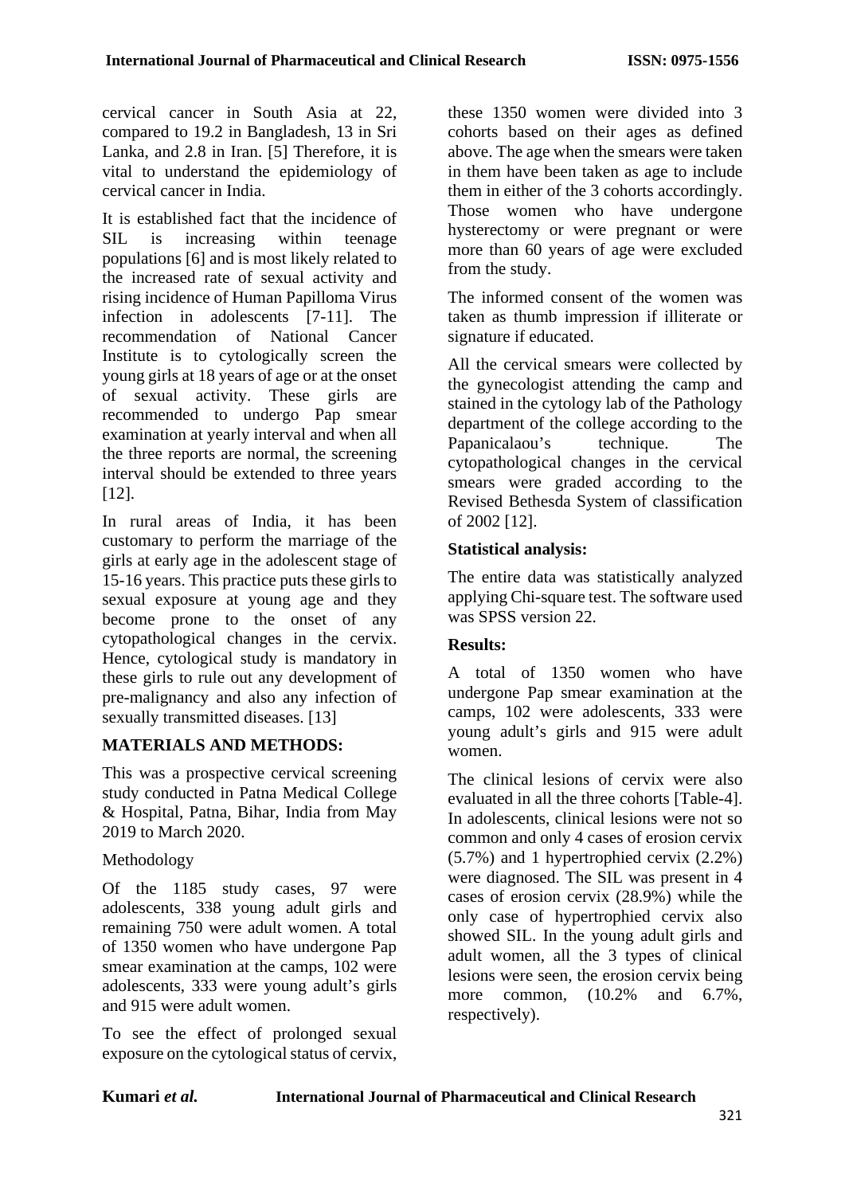cervical cancer in South Asia at 22, compared to 19.2 in Bangladesh, 13 in Sri Lanka, and 2.8 in Iran. [5] Therefore, it is vital to understand the epidemiology of cervical cancer in India.

It is established fact that the incidence of SIL is increasing within teenage populations [6] and is most likely related to the increased rate of sexual activity and rising incidence of Human Papilloma Virus infection in adolescents [7-11]. The recommendation of National Cancer Institute is to cytologically screen the young girls at 18 years of age or at the onset of sexual activity. These girls are recommended to undergo Pap smear examination at yearly interval and when all the three reports are normal, the screening interval should be extended to three years [12].

In rural areas of India, it has been customary to perform the marriage of the girls at early age in the adolescent stage of 15-16 years. This practice puts these girls to sexual exposure at young age and they become prone to the onset of any cytopathological changes in the cervix. Hence, cytological study is mandatory in these girls to rule out any development of pre-malignancy and also any infection of sexually transmitted diseases. [13]

## MATERIALS AND METHODS:

This was a prospective cervical screening study conducted in Patna Medical College & Hospital, Patna, Bihar, India from May 2019 to March 2020.

Methodology

Of the 1185 study cases, 97 were adolescents, 338 young adult girls and remaining 750 were adult women. A total of 1350 women who have undergone Pap smear examination at the camps, 102 were adolescents, 333 were young adult's girls and 915 were adult women.

To see the effect of prolonged sexual exposure on the cytological status of cervix, these 1350 women were divided into 3 cohorts based on their ages as defined above. The age when the smears were taken in them have been taken as age to include them in either of the 3 cohorts accordingly. Those women who have undergone hysterectomy or were pregnant or were more than 60 years of age were excluded from the study.

The informed consent of the women was taken as thumb impression if illiterate or signature if educated.

All the cervical smears were collected by the gynecologist attending the camp and stained in the cytology lab of the Pathology department of the college according to the Papanicalaou's technique. The cytopathological changes in the cervical smears were graded according to the Revised Bethesda System of classification of 2002 [12].

### Statistical analysis:

The entire data was statistically analyzed applying Chi-square test. The software used was SPSS version 22.

### Results:

A total of 1350 women who have undergone Pap smear examination at the camps, 102 were adolescents, 333 were young adult's girls and 915 were adult women.

The clinical lesions of cervix were also evaluated in all the three cohorts [Table-4]. In adolescents, clinical lesions were not so common and only 4 cases of erosion cervix (5.7%) and 1 hypertrophied cervix (2.2%) were diagnosed. The SIL was present in 4 cases of erosion cervix (28.9%) while the only case of hypertrophied cervix also showed SIL. In the young adult girls and adult women, all the 3 types of clinical lesions were seen, the erosion cervix being more common, (10.2% and 6.7%, respectively).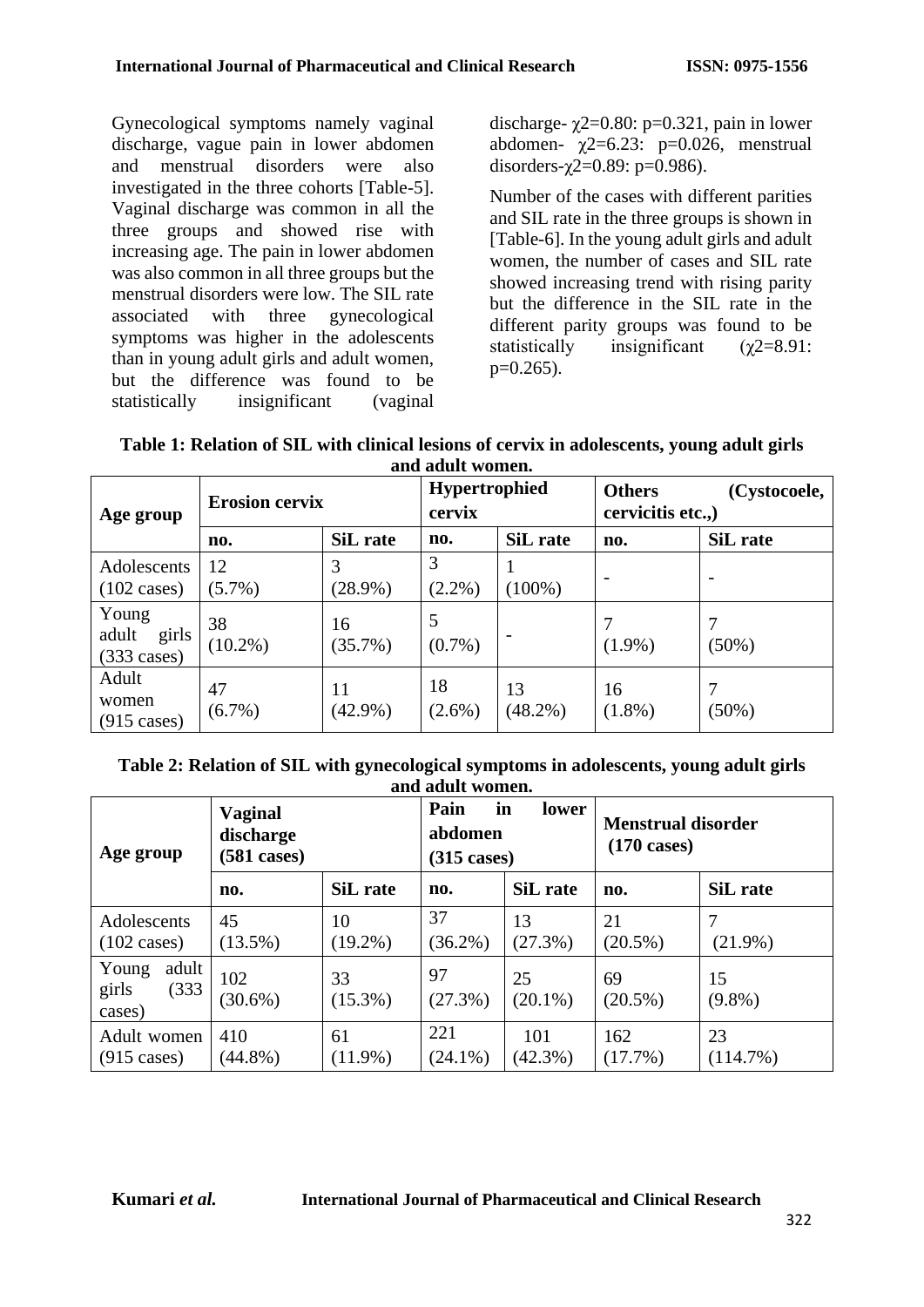Gynecological symptoms namely vaginal discharge, vague pain in lower abdomen and menstrual disorders were also investigated in the three cohorts [Table-5]. Vaginal discharge was common in all the three groups and showed rise with increasing age. The pain in lower abdomen was also common in all three groups but the menstrual disorders were low. The SIL rate associated with three gynecological symptoms was higher in the adolescents than in young adult girls and adult women, but the difference was found to be statistically insignificant (vaginal discharge- $\chi2=0.80$: p=0.321, pain in lower abdomen- $\chi2=6.23$: p=0.026, menstrual disorders-$\chi2=0.89$: p=0.986).

Number of the cases with different parities and SIL rate in the three groups is shown in [Table-6]. In the young adult girls and adult women, the number of cases and SIL rate showed increasing trend with rising parity but the difference in the SIL rate in the different parity groups was found to be statistically insignificant ($\chi2=8.91$: p=0.265).

**Table 1: Relation of SIL with clinical lesions of cervix in adolescents, young adult girls and adult women.**

| Age group | Erosion cervix | | Hypertrophied cervix | | Others (Cystocoele, cervicitis etc.,) | |
|---|---|---|---|---|---|---|
| | no. | SiL rate | no. | SiL rate | no. | SiL rate |
| Adolescents (102 cases) | 12 (5.7%) | 3 (28.9%) | 3 (2.2%) | 1 (100%) | - | - |
| Young adult girls (333 cases) | 38 (10.2%) | 16 (35.7%) | 5 (0.7%) | - | 7 (1.9%) | 7 (50%) |
| Adult women (915 cases) | 47 (6.7%) | 11 (42.9%) | 18 (2.6%) | 13 (48.2%) | 16 (1.8%) | 7 (50%) |

**Table 2: Relation of SIL with gynecological symptoms in adolescents, young adult girls and adult women.**

| Age group | Vaginal discharge (581 cases) | | Pain in lower abdomen (315 cases) | | Menstrual disorder (170 cases) | |
|---|---|---|---|---|---|---|
| | no. | SiL rate | no. | SiL rate | no. | SiL rate |
| Adolescents (102 cases) | 45 (13.5%) | 10 (19.2%) | 37 (36.2%) | 13 (27.3%) | 21 (20.5%) | 7 (21.9%) |
| Young adult girls (333 cases) | 102 (30.6%) | 33 (15.3%) | 97 (27.3%) | 25 (20.1%) | 69 (20.5%) | 15 (9.8%) |
| Adult women (915 cases) | 410 (44.8%) | 61 (11.9%) | 221 (24.1%) | 101 (42.3%) | 162 (17.7%) | 23 (114.7%) |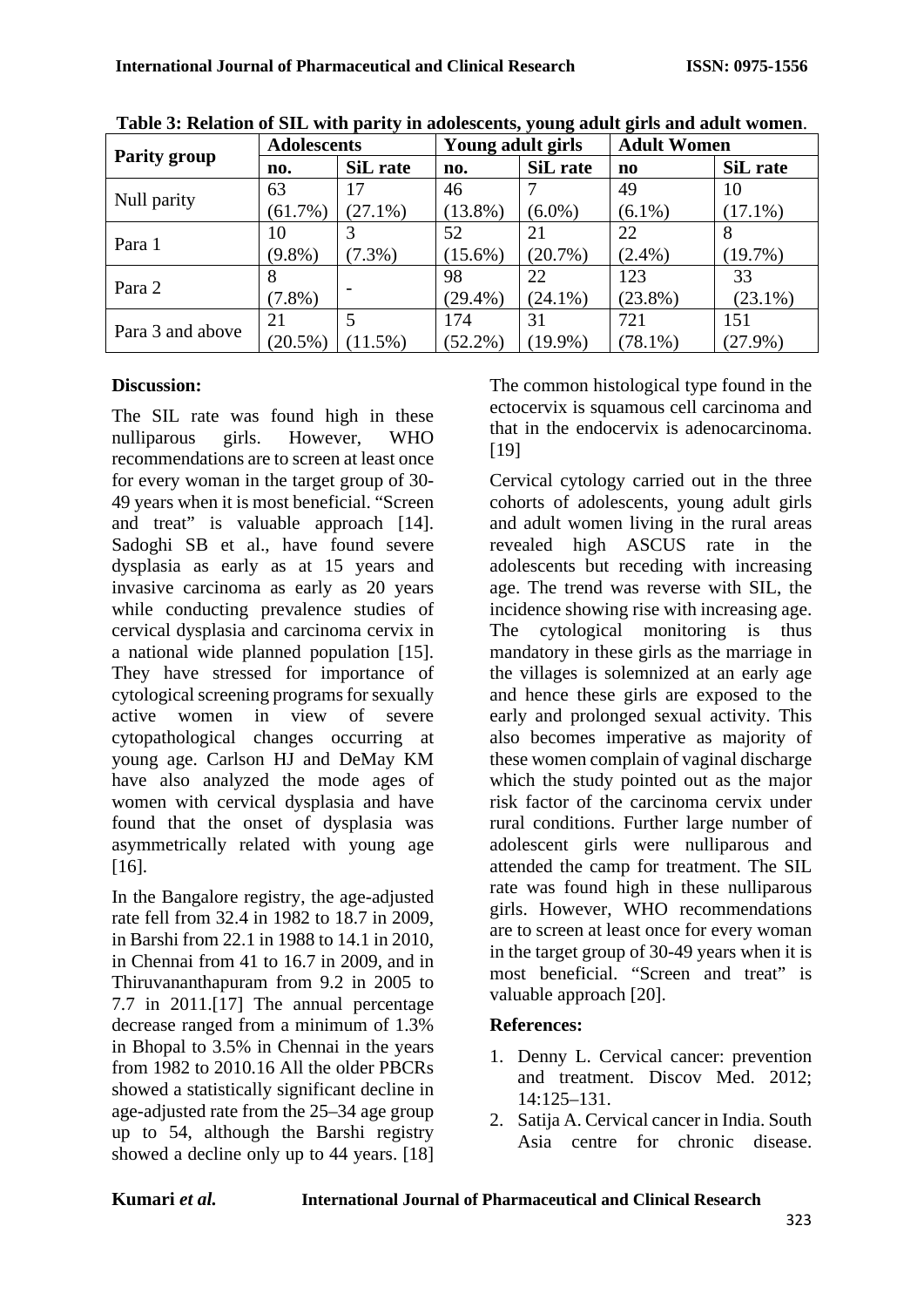**Table 3: Relation of SIL with parity in adolescents, young adult girls and adult women**.

| Parity group | Adolescents | | Young adult girls | | Adult Women | |
|---|---|---|---|---|---|---|
| | no. | SiL rate | no. | SiL rate | no | SiL rate |
| Null parity | 63 (61.7%) | 17 (27.1%) | 46 (13.8%) | 7 (6.0%) | 49 (6.1%) | 10 (17.1%) |
| Para 1 | 10 (9.8%) | 3 (7.3%) | 52 (15.6%) | 21 (20.7%) | 22 (2.4%) | 8 (19.7%) |
| Para 2 | 8 (7.8%) | - | 98 (29.4%) | 22 (24.1%) | 123 (23.8%) | 33 (23.1%) |
| Para 3 and above | 21 (20.5%) | 5 (11.5%) | 174 (52.2%) | 31 (19.9%) | 721 (78.1%) | 151 (27.9%) |

## Discussion:

The SIL rate was found high in these nulliparous girls. However, WHO recommendations are to screen at least once for every woman in the target group of 30-49 years when it is most beneficial. "Screen and treat" is valuable approach [14]. Sadoghi SB et al., have found severe dysplasia as early as at 15 years and invasive carcinoma as early as 20 years while conducting prevalence studies of cervical dysplasia and carcinoma cervix in a national wide planned population [15]. They have stressed for importance of cytological screening programs for sexually active women in view of severe cytopathological changes occurring at young age. Carlson HJ and DeMay KM have also analyzed the mode ages of women with cervical dysplasia and have found that the onset of dysplasia was asymmetrically related with young age [16].

In the Bangalore registry, the age-adjusted rate fell from 32.4 in 1982 to 18.7 in 2009, in Barshi from 22.1 in 1988 to 14.1 in 2010, in Chennai from 41 to 16.7 in 2009, and in Thiruvananthapuram from 9.2 in 2005 to 7.7 in 2011.[17] The annual percentage decrease ranged from a minimum of 1.3% in Bhopal to 3.5% in Chennai in the years from 1982 to 2010.16 All the older PBCRs showed a statistically significant decline in age-adjusted rate from the 25–34 age group up to 54, although the Barshi registry showed a decline only up to 44 years. [18] The common histological type found in the ectocervix is squamous cell carcinoma and that in the endocervix is adenocarcinoma. [19]

Cervical cytology carried out in the three cohorts of adolescents, young adult girls and adult women living in the rural areas revealed high ASCUS rate in the adolescents but receding with increasing age. The trend was reverse with SIL, the incidence showing rise with increasing age. The cytological monitoring is thus mandatory in these girls as the marriage in the villages is solemnized at an early age and hence these girls are exposed to the early and prolonged sexual activity. This also becomes imperative as majority of these women complain of vaginal discharge which the study pointed out as the major risk factor of the carcinoma cervix under rural conditions. Further large number of adolescent girls were nulliparous and attended the camp for treatment. The SIL rate was found high in these nulliparous girls. However, WHO recommendations are to screen at least once for every woman in the target group of 30-49 years when it is most beneficial. "Screen and treat" is valuable approach [20].

## References:

1. Denny L. Cervical cancer: prevention and treatment. Discov Med. 2012; 14:125–131.
2. Satija A. Cervical cancer in India. South Asia centre for chronic disease.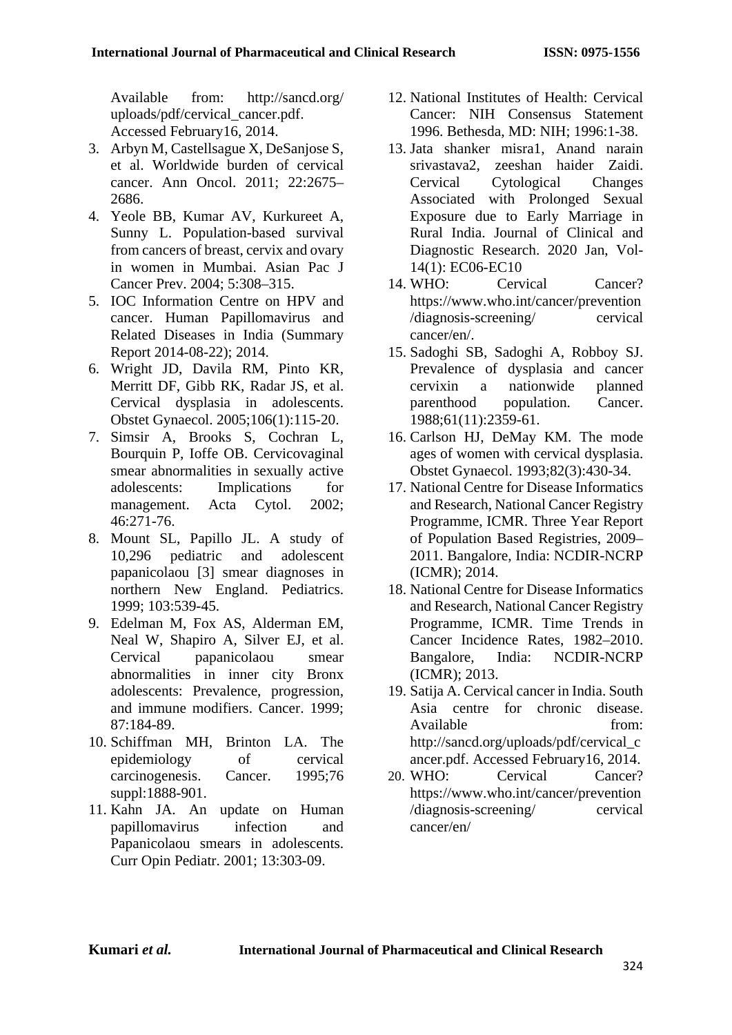Available from: http://sancd.org/uploads/pdf/cervical_cancer.pdf. Accessed February16, 2014.

3. Arbyn M, Castellsague X, DeSanjose S, et al. Worldwide burden of cervical cancer. Ann Oncol. 2011; 22:2675–2686.
4. Yeole BB, Kumar AV, Kurkureet A, Sunny L. Population-based survival from cancers of breast, cervix and ovary in women in Mumbai. Asian Pac J Cancer Prev. 2004; 5:308–315.
5. IOC Information Centre on HPV and cancer. Human Papillomavirus and Related Diseases in India (Summary Report 2014-08-22); 2014.
6. Wright JD, Davila RM, Pinto KR, Merritt DF, Gibb RK, Radar JS, et al. Cervical dysplasia in adolescents. Obstet Gynaecol. 2005;106(1):115-20.
7. Simsir A, Brooks S, Cochran L, Bourquin P, Ioffe OB. Cervicovaginal smear abnormalities in sexually active adolescents: Implications for management. Acta Cytol. 2002; 46:271-76.
8. Mount SL, Papillo JL. A study of 10,296 pediatric and adolescent papanicolaou [3] smear diagnoses in northern New England. Pediatrics. 1999; 103:539-45.
9. Edelman M, Fox AS, Alderman EM, Neal W, Shapiro A, Silver EJ, et al. Cervical papanicolaou smear abnormalities in inner city Bronx adolescents: Prevalence, progression, and immune modifiers. Cancer. 1999; 87:184-89.
10. Schiffman MH, Brinton LA. The epidemiology of cervical carcinogenesis. Cancer. 1995;76 suppl:1888-901.
11. Kahn JA. An update on Human papillomavirus infection and Papanicolaou smears in adolescents. Curr Opin Pediatr. 2001; 13:303-09.
12. National Institutes of Health: Cervical Cancer: NIH Consensus Statement 1996. Bethesda, MD: NIH; 1996:1-38.
13. Jata shanker misra1, Anand narain srivastava2, zeeshan haider Zaidi. Cervical Cytological Changes Associated with Prolonged Sexual Exposure due to Early Marriage in Rural India. Journal of Clinical and Diagnostic Research. 2020 Jan, Vol-14(1): EC06-EC10
14. WHO: Cervical Cancer? https://www.who.int/cancer/prevention/diagnosis-screening/ cervical cancer/en/.
15. Sadoghi SB, Sadoghi A, Robboy SJ. Prevalence of dysplasia and cancer cervixin a nationwide planned parenthood population. Cancer. 1988;61(11):2359-61.
16. Carlson HJ, DeMay KM. The mode ages of women with cervical dysplasia. Obstet Gynaecol. 1993;82(3):430-34.
17. National Centre for Disease Informatics and Research, National Cancer Registry Programme, ICMR. Three Year Report of Population Based Registries, 2009–2011. Bangalore, India: NCDIR-NCRP (ICMR); 2014.
18. National Centre for Disease Informatics and Research, National Cancer Registry Programme, ICMR. Time Trends in Cancer Incidence Rates, 1982–2010. Bangalore, India: NCDIR-NCRP (ICMR); 2013.
19. Satija A. Cervical cancer in India. South Asia centre for chronic disease. Available from: http://sancd.org/uploads/pdf/cervical_cancer.pdf. Accessed February16, 2014.
20. WHO: Cervical Cancer? https://www.who.int/cancer/prevention/diagnosis-screening/ cervical cancer/en/